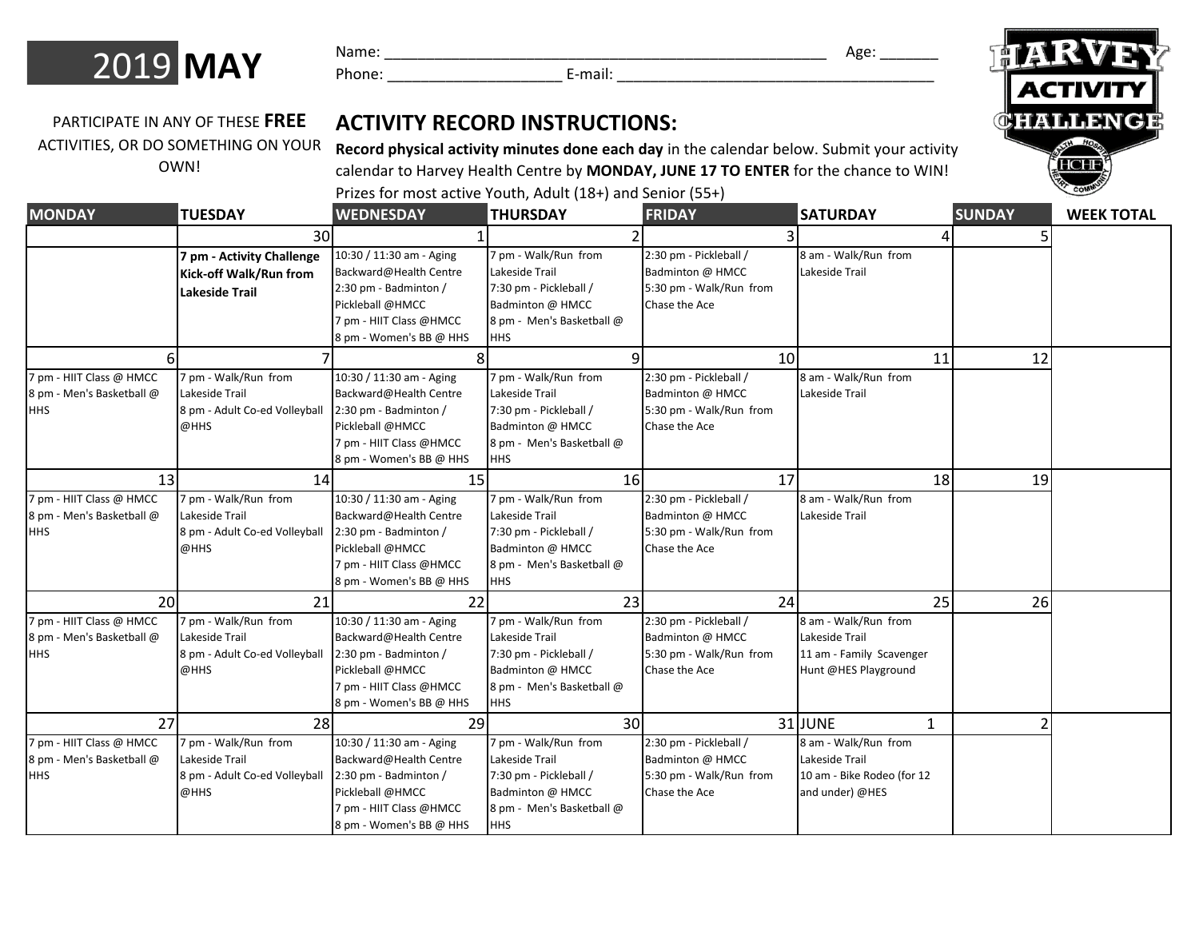# 2019 MAY

Name: ______________________________________________________ Age: _______

Phone: _____________________ E-mail: ______________________________________

HARVEY ACTIVITY CHALLENGE

HEALTH HOSPITAL HEART COMMUNITY HCHF

PARTICIPATE IN ANY OF THESE **FREE** ACTIVITIES, OR DO SOMETHING ON YOUR OWN!

## ACTIVITY RECORD INSTRUCTIONS:

**Record physical activity minutes done each day** in the calendar below. Submit your activity calendar to Harvey Health Centre by **MONDAY, JUNE 17 TO ENTER** for the chance to WIN! Prizes for most active Youth, Adult (18+) and Senior (55+)

| MONDAY | TUESDAY | WEDNESDAY | THURSDAY | FRIDAY | SATURDAY | SUNDAY | WEEK TOTAL |
|---|---|---|---|---|---|---|---|
| | 30 | 1 | 2 | 3 | 4 | 5 | |
| | **7 pm - Activity Challenge Kick-off Walk/Run from Lakeside Trail** | 10:30 / 11:30 am - Aging Backward@Health Centre<br>2:30 pm - Badminton / Pickleball @HMCC<br>7 pm - HIIT Class @HMCC<br>8 pm - Women's BB @ HHS | 7 pm - Walk/Run from Lakeside Trail<br>7:30 pm - Pickleball / Badminton @ HMCC<br>8 pm - Men's Basketball @ HHS | 2:30 pm - Pickleball / Badminton @ HMCC<br>5:30 pm - Walk/Run from Chase the Ace | 8 am - Walk/Run from Lakeside Trail | | |
| 6 | 7 | 8 | 9 | 10 | 11 | 12 | |
| 7 pm - HIIT Class @ HMCC<br>8 pm - Men's Basketball @ HHS | 7 pm - Walk/Run from Lakeside Trail<br>8 pm - Adult Co-ed Volleyball @HHS | 10:30 / 11:30 am - Aging Backward@Health Centre<br>2:30 pm - Badminton / Pickleball @HMCC<br>7 pm - HIIT Class @HMCC<br>8 pm - Women's BB @ HHS | 7 pm - Walk/Run from Lakeside Trail<br>7:30 pm - Pickleball / Badminton @ HMCC<br>8 pm - Men's Basketball @ HHS | 2:30 pm - Pickleball / Badminton @ HMCC<br>5:30 pm - Walk/Run from Chase the Ace | 8 am - Walk/Run from Lakeside Trail | | |
| 13 | 14 | 15 | 16 | 17 | 18 | 19 | |
| 7 pm - HIIT Class @ HMCC<br>8 pm - Men's Basketball @ HHS | 7 pm - Walk/Run from Lakeside Trail<br>8 pm - Adult Co-ed Volleyball @HHS | 10:30 / 11:30 am - Aging Backward@Health Centre<br>2:30 pm - Badminton / Pickleball @HMCC<br>7 pm - HIIT Class @HMCC<br>8 pm - Women's BB @ HHS | 7 pm - Walk/Run from Lakeside Trail<br>7:30 pm - Pickleball / Badminton @ HMCC<br>8 pm - Men's Basketball @ HHS | 2:30 pm - Pickleball / Badminton @ HMCC<br>5:30 pm - Walk/Run from Chase the Ace | 8 am - Walk/Run from Lakeside Trail | | |
| 20 | 21 | 22 | 23 | 24 | 25 | 26 | |
| 7 pm - HIIT Class @ HMCC<br>8 pm - Men's Basketball @ HHS | 7 pm - Walk/Run from Lakeside Trail<br>8 pm - Adult Co-ed Volleyball @HHS | 10:30 / 11:30 am - Aging Backward@Health Centre<br>2:30 pm - Badminton / Pickleball @HMCC<br>7 pm - HIIT Class @HMCC<br>8 pm - Women's BB @ HHS | 7 pm - Walk/Run from Lakeside Trail<br>7:30 pm - Pickleball / Badminton @ HMCC<br>8 pm - Men's Basketball @ HHS | 2:30 pm - Pickleball / Badminton @ HMCC<br>5:30 pm - Walk/Run from Chase the Ace | 8 am - Walk/Run from Lakeside Trail<br>11 am - Family Scavenger Hunt @HES Playground | | |
| 27 | 28 | 29 | 30 | 31 | JUNE 1 | 2 | |
| 7 pm - HIIT Class @ HMCC<br>8 pm - Men's Basketball @ HHS | 7 pm - Walk/Run from Lakeside Trail<br>8 pm - Adult Co-ed Volleyball @HHS | 10:30 / 11:30 am - Aging Backward@Health Centre<br>2:30 pm - Badminton / Pickleball @HMCC<br>7 pm - HIIT Class @HMCC<br>8 pm - Women's BB @ HHS | 7 pm - Walk/Run from Lakeside Trail<br>7:30 pm - Pickleball / Badminton @ HMCC<br>8 pm - Men's Basketball @ HHS | 2:30 pm - Pickleball / Badminton @ HMCC<br>5:30 pm - Walk/Run from Chase the Ace | 8 am - Walk/Run from Lakeside Trail<br>10 am - Bike Rodeo (for 12 and under) @HES | | |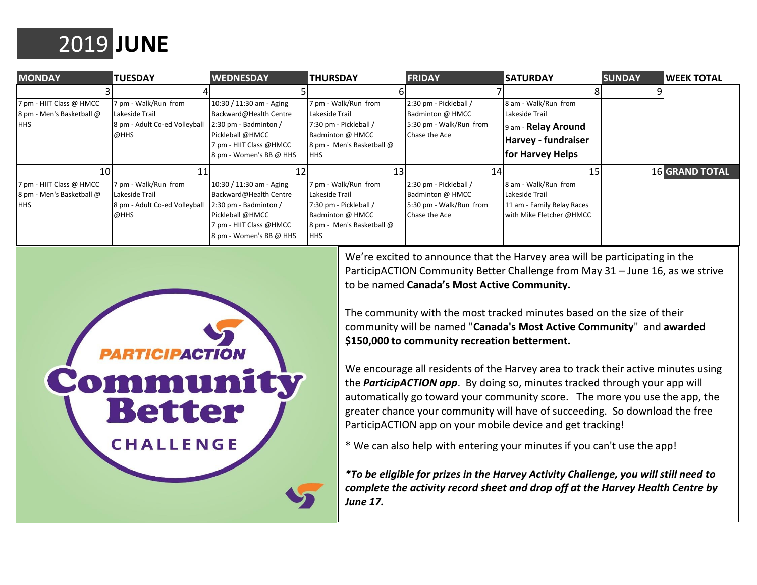# 2019 **JUNE**

| MONDAY | TUESDAY | WEDNESDAY | THURSDAY | FRIDAY | SATURDAY | SUNDAY | WEEK TOTAL |
|---|---|---|---|---|---|---|---|
| 3 | 4 | 5 | 6 | 7 | 8 | 9 | |
| 7 pm - HIIT Class @ HMCC<br>8 pm - Men's Basketball @ HHS | 7 pm - Walk/Run from Lakeside Trail<br>8 pm - Adult Co-ed Volleyball @HHS | 10:30 / 11:30 am - Aging Backward@Health Centre<br>2:30 pm - Badminton / Pickleball @HMCC<br>7 pm - HIIT Class @HMCC<br>8 pm - Women's BB @ HHS | 7 pm - Walk/Run from Lakeside Trail<br>7:30 pm - Pickleball / Badminton @ HMCC<br>8 pm - Men's Basketball @ HHS | 2:30 pm - Pickleball / Badminton @ HMCC<br>5:30 pm - Walk/Run from Chase the Ace | 8 am - Walk/Run from Lakeside Trail<br>9 am - **Relay Around Harvey - fundraiser for Harvey Helps** | | |
| 10 | 11 | 12 | 13 | 14 | 15 | 16 | **GRAND TOTAL** |
| 7 pm - HIIT Class @ HMCC<br>8 pm - Men's Basketball @ HHS | 7 pm - Walk/Run from Lakeside Trail<br>8 pm - Adult Co-ed Volleyball @HHS | 10:30 / 11:30 am - Aging Backward@Health Centre<br>2:30 pm - Badminton / Pickleball @HMCC<br>7 pm - HIIT Class @HMCC<br>8 pm - Women's BB @ HHS | 7 pm - Walk/Run from Lakeside Trail<br>7:30 pm - Pickleball / Badminton @ HMCC<br>8 pm - Men's Basketball @ HHS | 2:30 pm - Pickleball / Badminton @ HMCC<br>5:30 pm - Walk/Run from Chase the Ace | 8 am - Walk/Run from Lakeside Trail<br>11 am - Family Relay Races with Mike Fletcher @HMCC | | |

PARTICIPACTION Community Better CHALLENGE

We're excited to announce that the Harvey area will be participating in the ParticipACTION Community Better Challenge from May 31 – June 16, as we strive to be named **Canada's Most Active Community.**

The community with the most tracked minutes based on the size of their community will be named "**Canada's Most Active Community**" and **awarded $150,000 to community recreation betterment.**

We encourage all residents of the Harvey area to track their active minutes using the ***ParticipACTION app***. By doing so, minutes tracked through your app will automatically go toward your community score. The more you use the app, the greater chance your community will have of succeeding. So download the free ParticipACTION app on your mobile device and get tracking!

* We can also help with entering your minutes if you can't use the app!

***To be eligible for prizes in the Harvey Activity Challenge, you will still need to complete the activity record sheet and drop off at the Harvey Health Centre by June 17.***